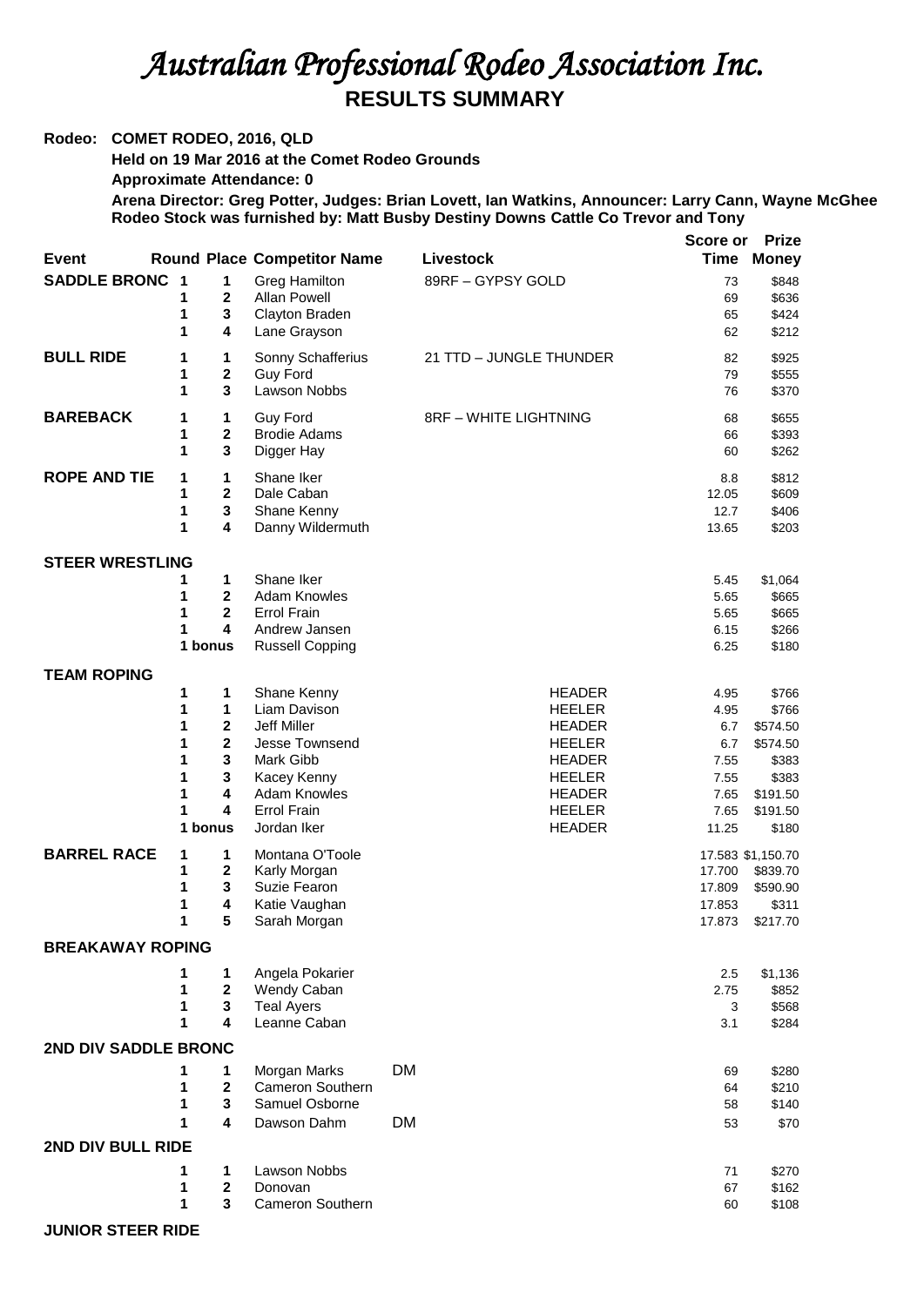# *Australian Professional Rodeo Association Inc.*

## RESULTS SUMMARY

**Rodeo: COMET RODEO, 2016, QLD**

**Held on 19 Mar 2016 at the Comet Rodeo Grounds**

**Approximate Attendance: 0**

**Arena Director: Greg Potter, Judges: Brian Lovett, Ian Watkins, Announcer: Larry Cann, Wayne McGhee**

**Rodeo Stock was furnished by: Matt Busby Destiny Downs Cattle Co Trevor and Tony**

| Event | Round | Place | Competitor Name | Livestock | Score or Time | Prize Money |
|---|---|---|---|---|---|---|
| **SADDLE BRONC** | 1 | 1 | Greg Hamilton | 89RF – GYPSY GOLD | 73 | $848 |
| | 1 | 2 | Allan Powell | | 69 | $636 |
| | 1 | 3 | Clayton Braden | | 65 | $424 |
| | 1 | 4 | Lane Grayson | | 62 | $212 |
| **BULL RIDE** | 1 | 1 | Sonny Schafferius | 21 TTD – JUNGLE THUNDER | 82 | $925 |
| | 1 | 2 | Guy Ford | | 79 | $555 |
| | 1 | 3 | Lawson Nobbs | | 76 | $370 |
| **BAREBACK** | 1 | 1 | Guy Ford | 8RF – WHITE LIGHTNING | 68 | $655 |
| | 1 | 2 | Brodie Adams | | 66 | $393 |
| | 1 | 3 | Digger Hay | | 60 | $262 |
| **ROPE AND TIE** | 1 | 1 | Shane Iker | | 8.8 | $812 |
| | 1 | 2 | Dale Caban | | 12.05 | $609 |
| | 1 | 3 | Shane Kenny | | 12.7 | $406 |
| | 1 | 4 | Danny Wildermuth | | 13.65 | $203 |
| **STEER WRESTLING** | | | | | | |
| | 1 | 1 | Shane Iker | | 5.45 | $1,064 |
| | 1 | 2 | Adam Knowles | | 5.65 | $665 |
| | 1 | 2 | Errol Frain | | 5.65 | $665 |
| | 1 | 4 | Andrew Jansen | | 6.15 | $266 |
| | 1 | bonus | Russell Copping | | 6.25 | $180 |
| **TEAM ROPING** | | | | | | |
| | 1 | 1 | Shane Kenny | HEADER | 4.95 | $766 |
| | 1 | 1 | Liam Davison | HEELER | 4.95 | $766 |
| | 1 | 2 | Jeff Miller | HEADER | 6.7 | $574.50 |
| | 1 | 2 | Jesse Townsend | HEELER | 6.7 | $574.50 |
| | 1 | 3 | Mark Gibb | HEADER | 7.55 | $383 |
| | 1 | 3 | Kacey Kenny | HEELER | 7.55 | $383 |
| | 1 | 4 | Adam Knowles | HEADER | 7.65 | $191.50 |
| | 1 | 4 | Errol Frain | HEELER | 7.65 | $191.50 |
| | 1 | bonus | Jordan Iker | HEADER | 11.25 | $180 |
| **BARREL RACE** | 1 | 1 | Montana O'Toole | | 17.583 | $1,150.70 |
| | 1 | 2 | Karly Morgan | | 17.700 | $839.70 |
| | 1 | 3 | Suzie Fearon | | 17.809 | $590.90 |
| | 1 | 4 | Katie Vaughan | | 17.853 | $311 |
| | 1 | 5 | Sarah Morgan | | 17.873 | $217.70 |
| **BREAKAWAY ROPING** | | | | | | |
| | 1 | 1 | Angela Pokarier | | 2.5 | $1,136 |
| | 1 | 2 | Wendy Caban | | 2.75 | $852 |
| | 1 | 3 | Teal Ayers | | 3 | $568 |
| | 1 | 4 | Leanne Caban | | 3.1 | $284 |
| **2ND DIV SADDLE BRONC** | | | | | | |
| | 1 | 1 | Morgan Marks | DM | 69 | $280 |
| | 1 | 2 | Cameron Southern | | 64 | $210 |
| | 1 | 3 | Samuel Osborne | | 58 | $140 |
| | 1 | 4 | Dawson Dahm | DM | 53 | $70 |
| **2ND DIV BULL RIDE** | | | | | | |
| | 1 | 1 | Lawson Nobbs | | 71 | $270 |
| | 1 | 2 | Donovan | | 67 | $162 |
| | 1 | 3 | Cameron Southern | | 60 | $108 |
| **JUNIOR STEER RIDE** | | | | | | |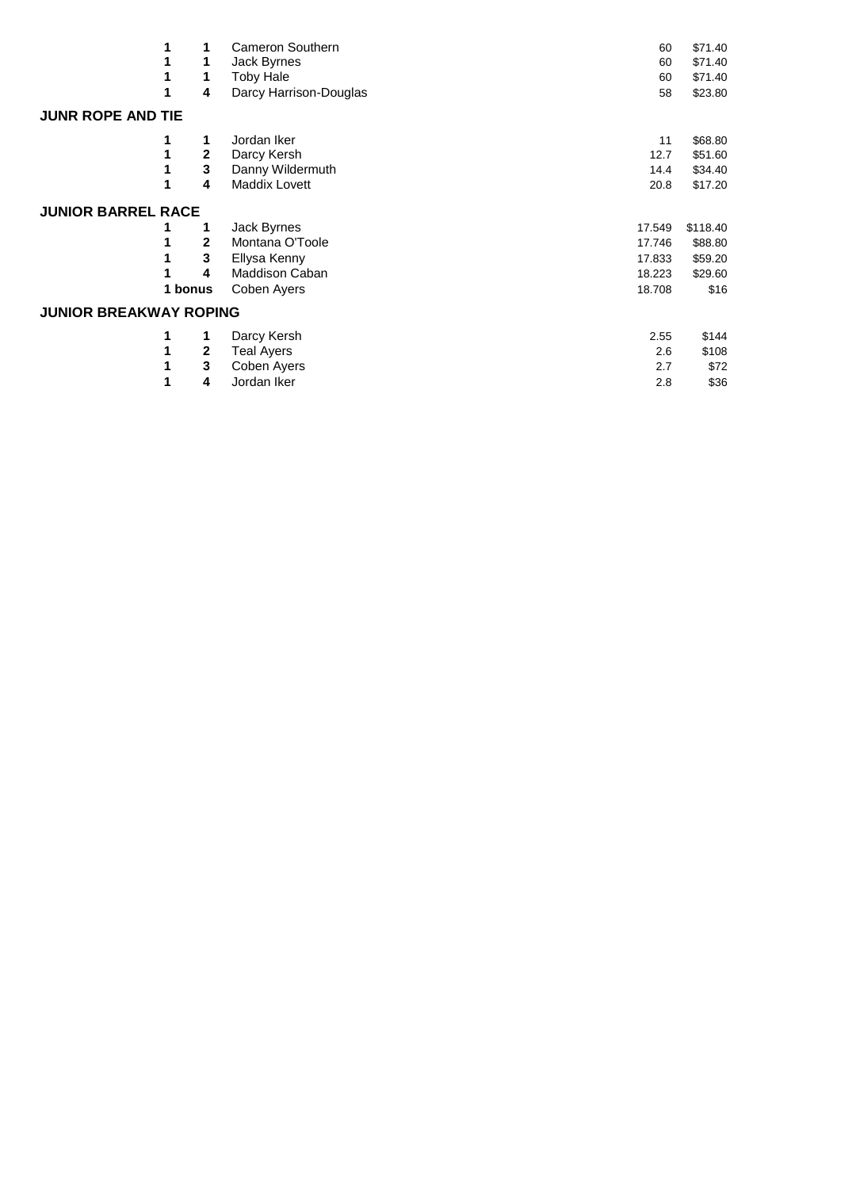| | | | | |
|---|---|---|---|---|
| 1 | 1 | Cameron Southern | 60 | $71.40 |
| 1 | 1 | Jack Byrnes | 60 | $71.40 |
| 1 | 1 | Toby Hale | 60 | $71.40 |
| 1 | 4 | Darcy Harrison-Douglas | 58 | $23.80 |

## JUNR ROPE AND TIE

| | | | | |
|---|---|---|---|---|
| 1 | 1 | Jordan Iker | 11 | $68.80 |
| 1 | 2 | Darcy Kersh | 12.7 | $51.60 |
| 1 | 3 | Danny Wildermuth | 14.4 | $34.40 |
| 1 | 4 | Maddix Lovett | 20.8 | $17.20 |

## JUNIOR BARREL RACE

| | | | | |
|---|---|---|---|---|
| 1 | 1 | Jack Byrnes | 17.549 | $118.40 |
| 1 | 2 | Montana O'Toole | 17.746 | $88.80 |
| 1 | 3 | Ellysa Kenny | 17.833 | $59.20 |
| 1 | 4 | Maddison Caban | 18.223 | $29.60 |
| 1 | bonus | Coben Ayers | 18.708 | $16 |

## JUNIOR BREAKWAY ROPING

| | | | | |
|---|---|---|---|---|
| 1 | 1 | Darcy Kersh | 2.55 | $144 |
| 1 | 2 | Teal Ayers | 2.6 | $108 |
| 1 | 3 | Coben Ayers | 2.7 | $72 |
| 1 | 4 | Jordan Iker | 2.8 | $36 |